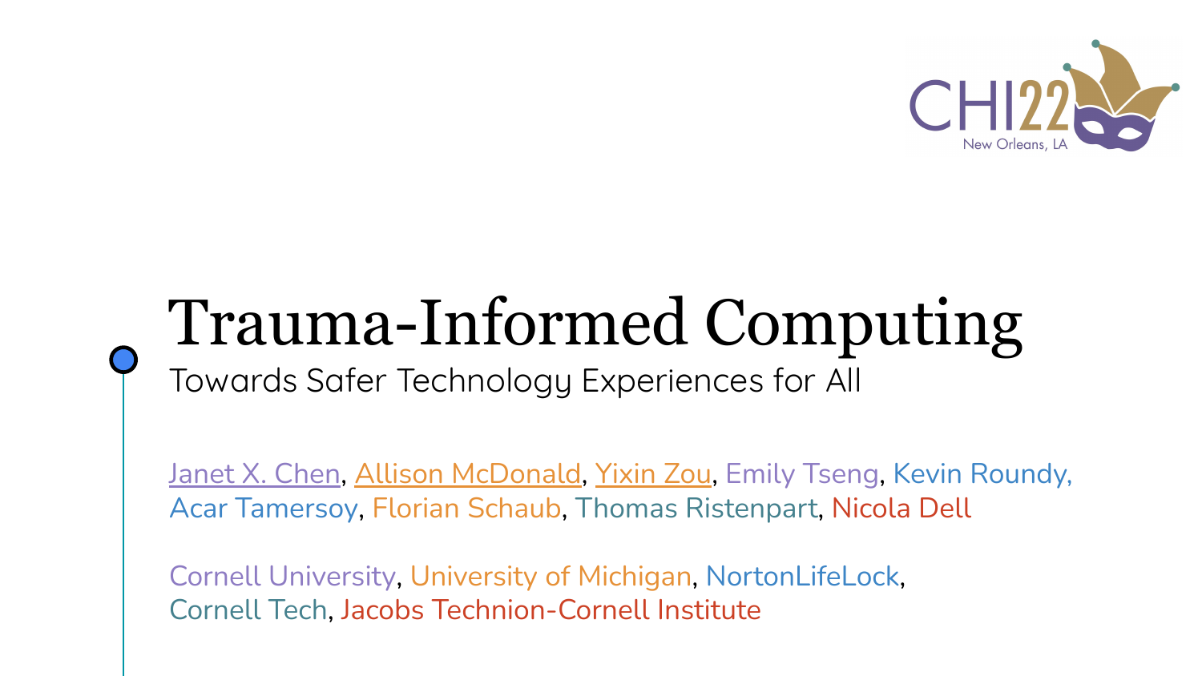# Trauma-Informed Computing

## Towards Safer Technology Experiences for All

Janet X. Chen, Allison McDonald, Yixin Zou, Emily Tseng, Kevin Roundy, Acar Tamersoy, Florian Schaub, Thomas Ristenpart, Nicola Dell

Cornell University, University of Michigan, NortonLifeLock, Cornell Tech, Jacobs Technion-Cornell Institute

CHI22 New Orleans, LA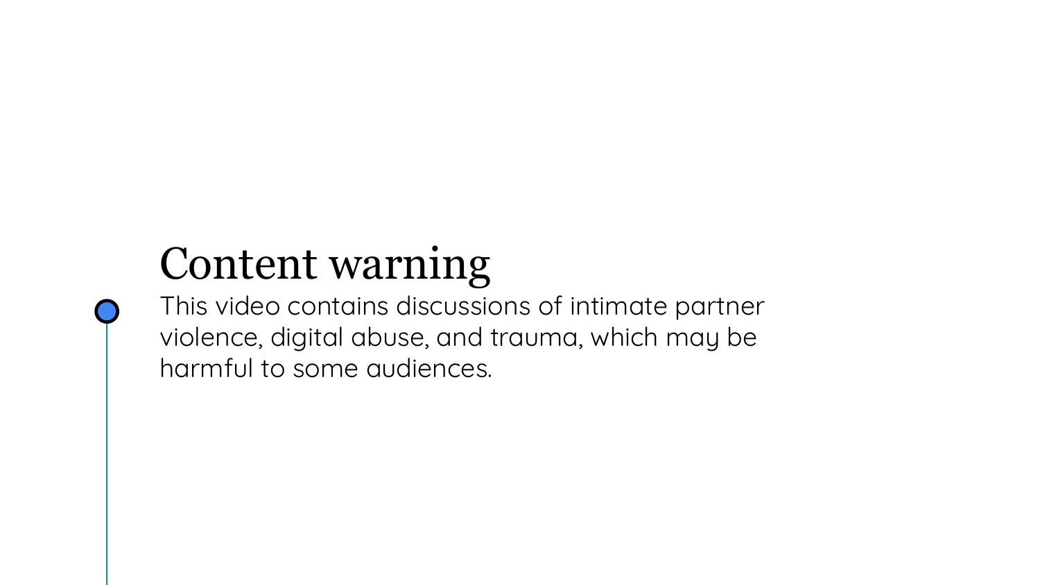# Content warning

This video contains discussions of intimate partner violence, digital abuse, and trauma, which may be harmful to some audiences.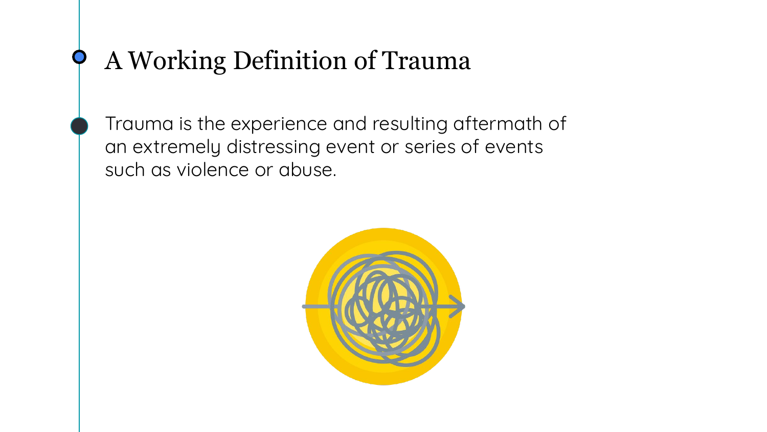# A Working Definition of Trauma

Trauma is the experience and resulting aftermath of an extremely distressing event or series of events such as violence or abuse.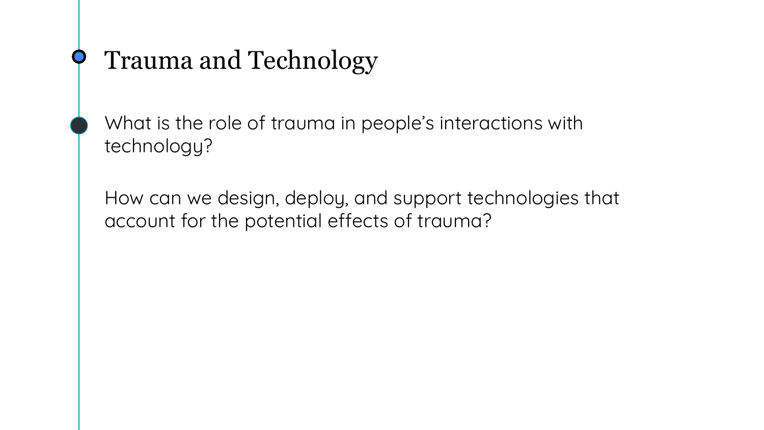# Trauma and Technology

What is the role of trauma in people's interactions with technology?

How can we design, deploy, and support technologies that account for the potential effects of trauma?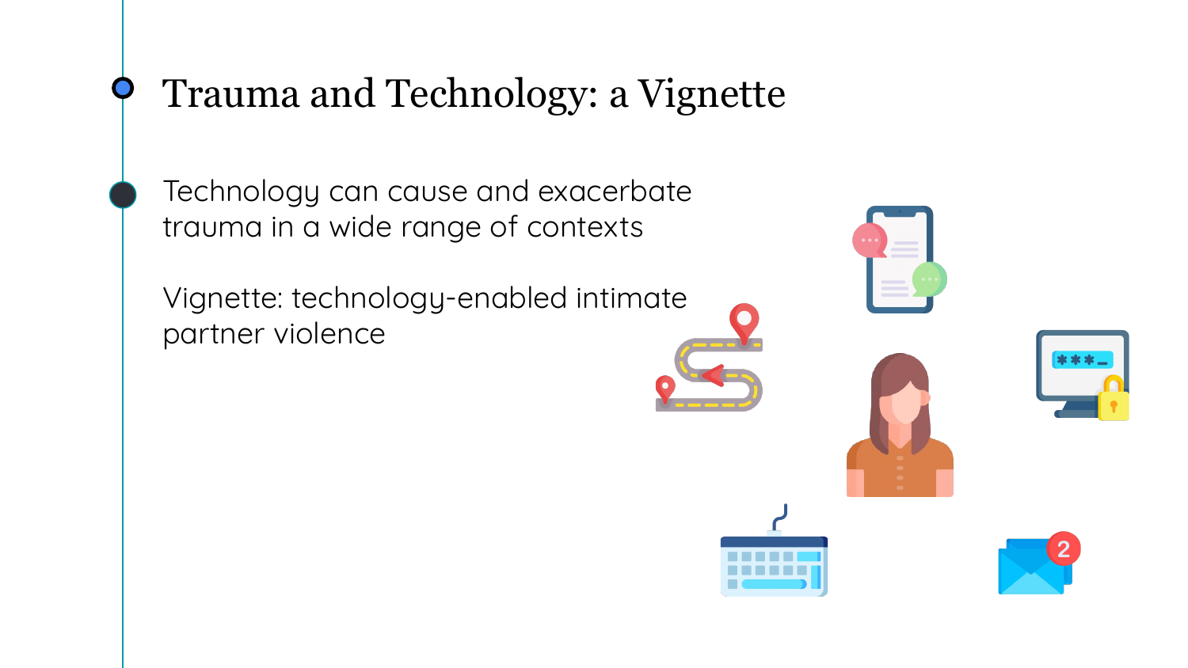# Trauma and Technology: a Vignette

Technology can cause and exacerbate trauma in a wide range of contexts

Vignette: technology-enabled intimate partner violence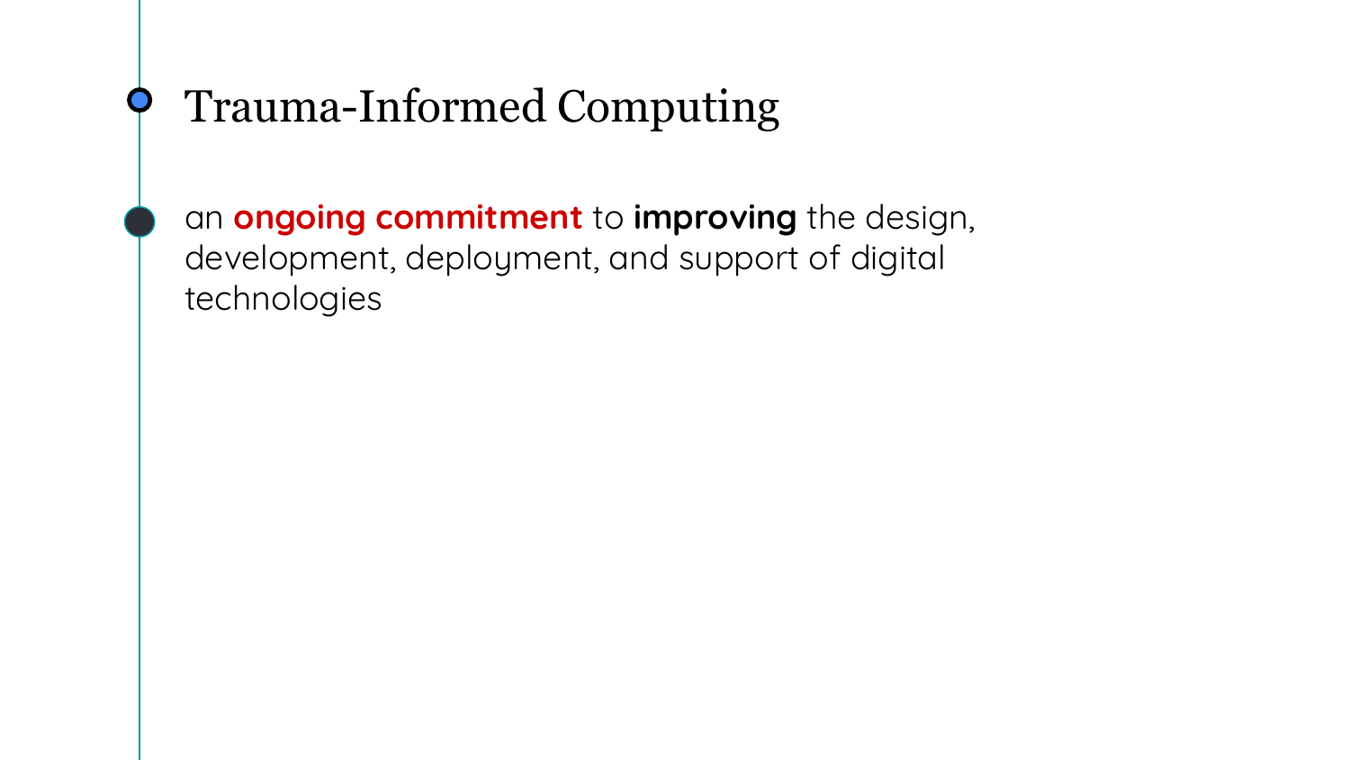# Trauma-Informed Computing

an **ongoing commitment** to **improving** the design, development, deployment, and support of digital technologies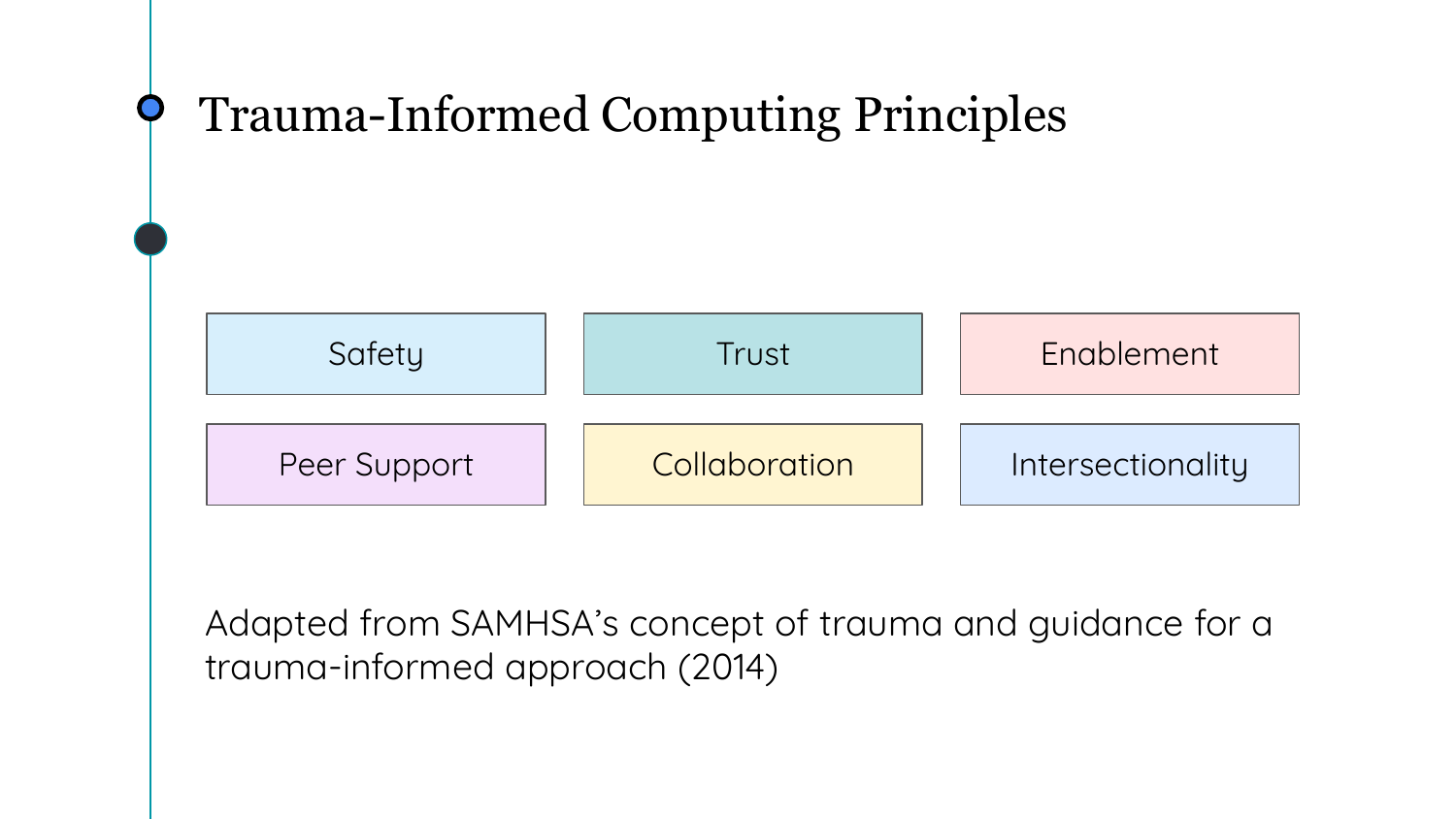# Trauma-Informed Computing Principles

- Safety
- Trust
- Enablement
- Peer Support
- Collaboration
- Intersectionality

Adapted from SAMHSA's concept of trauma and guidance for a trauma-informed approach (2014)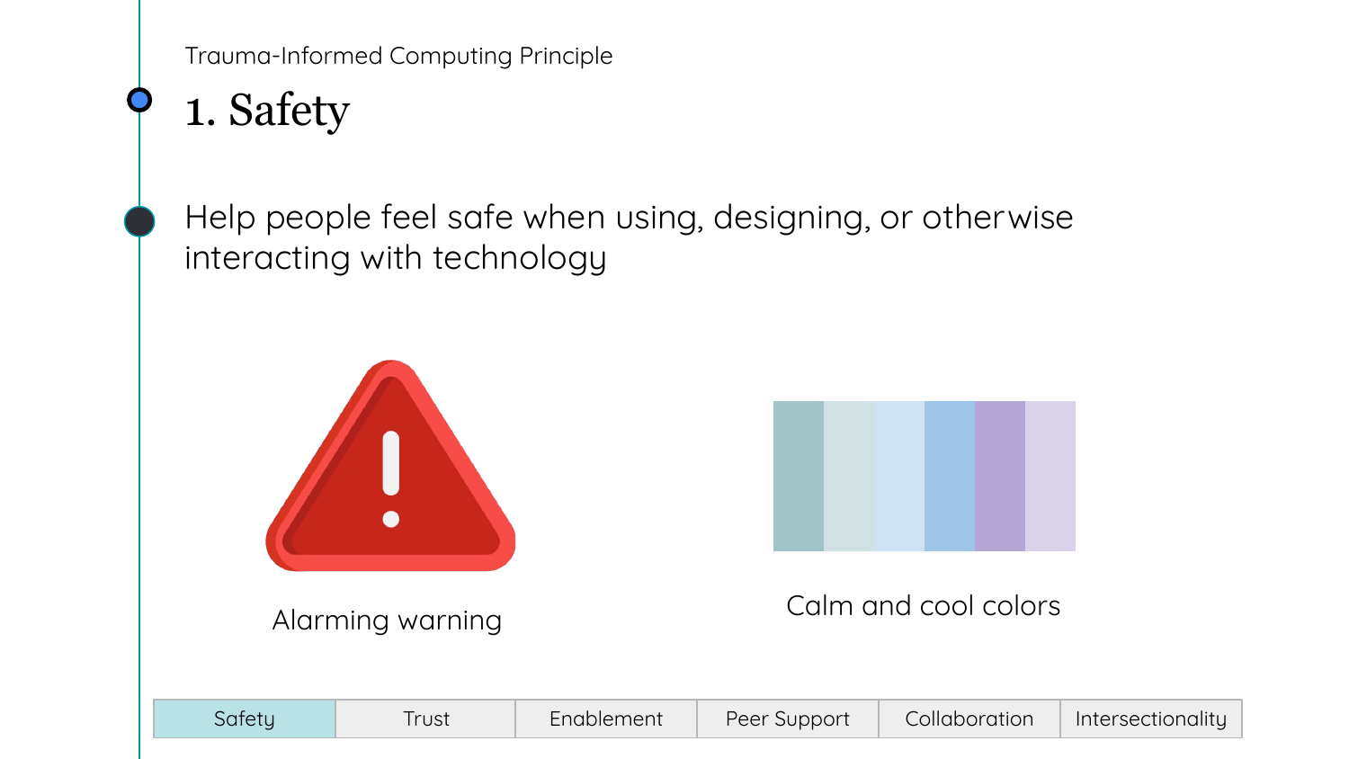Trauma-Informed Computing Principle

# 1. Safety

Help people feel safe when using, designing, or otherwise interacting with technology

Alarming warning

Calm and cool colors

| Safety | Trust | Enablement | Peer Support | Collaboration | Intersectionality |
|---|---|---|---|---|---|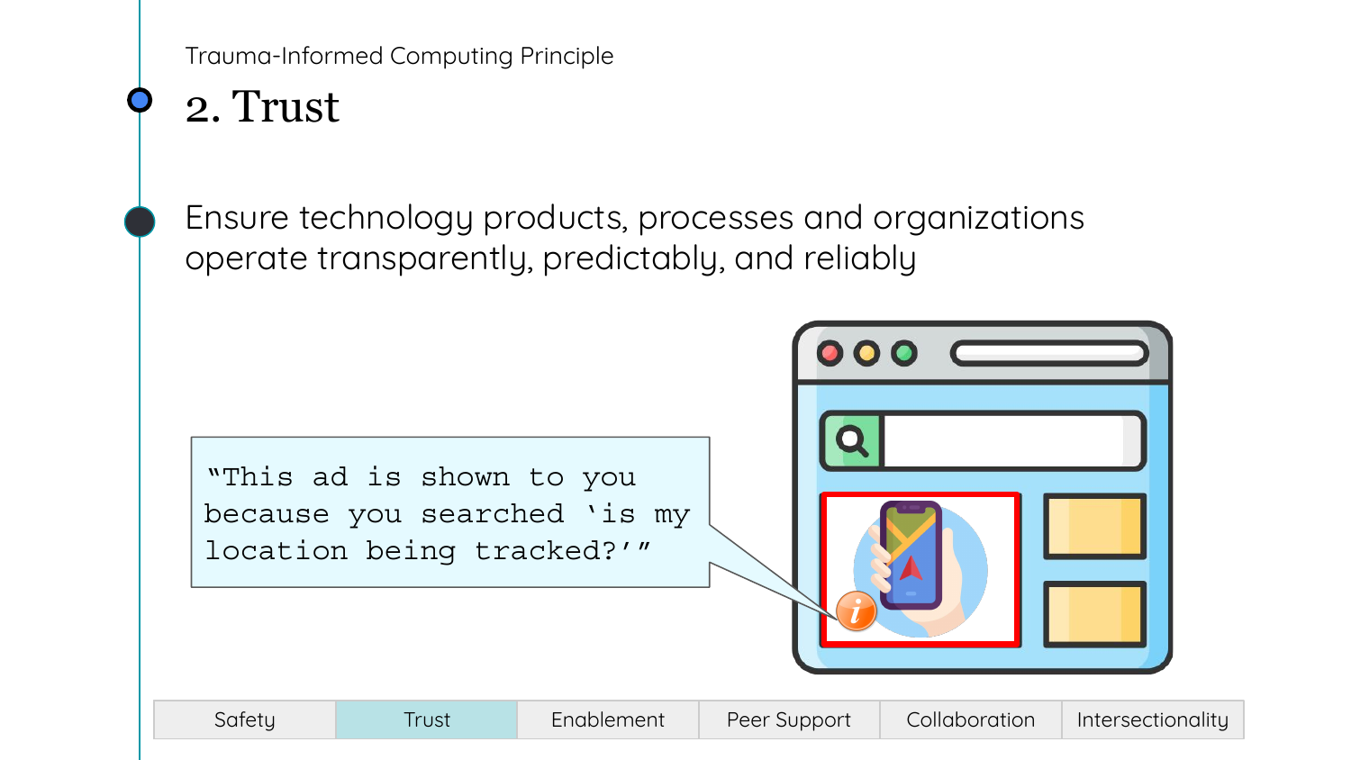Trauma-Informed Computing Principle

# 2. Trust

Ensure technology products, processes and organizations operate transparently, predictably, and reliably

"This ad is shown to you because you searched 'is my location being tracked?'"

| Safety | Trust | Enablement | Peer Support | Collaboration | Intersectionality |
| --- | --- | --- | --- | --- | --- |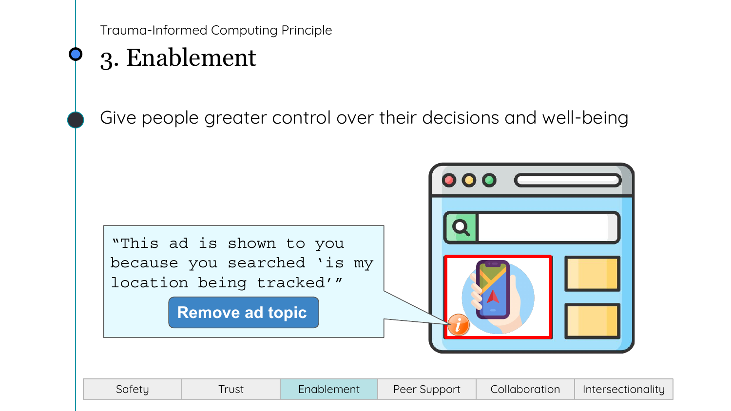Trauma-Informed Computing Principle

# 3. Enablement

Give people greater control over their decisions and well-being

"This ad is shown to you because you searched 'is my location being tracked'"

Remove ad topic

| Safety | Trust | Enablement | Peer Support | Collaboration | Intersectionality |
|---|---|---|---|---|---|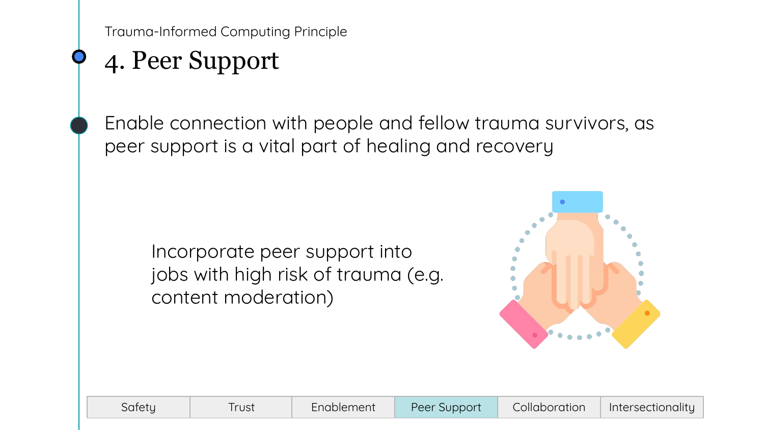Trauma-Informed Computing Principle

# 4. Peer Support

Enable connection with people and fellow trauma survivors, as peer support is a vital part of healing and recovery

Incorporate peer support into jobs with high risk of trauma (e.g. content moderation)

| Safety | Trust | Enablement | Peer Support | Collaboration | Intersectionality |
|---|---|---|---|---|---|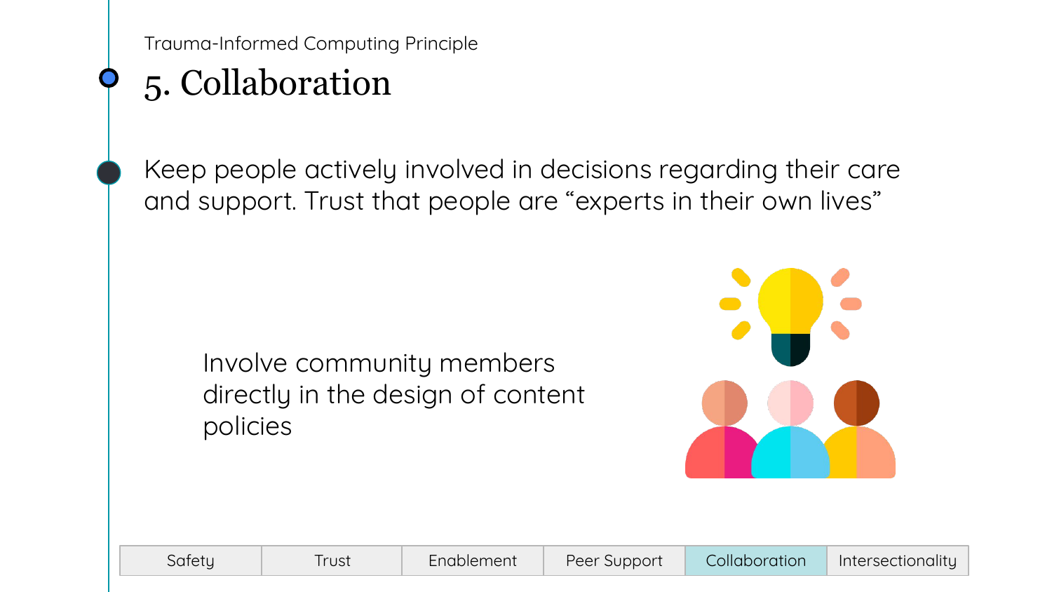Trauma-Informed Computing Principle

# 5. Collaboration

Keep people actively involved in decisions regarding their care and support. Trust that people are “experts in their own lives”

Involve community members directly in the design of content policies

| Safety | Trust | Enablement | Peer Support | Collaboration | Intersectionality |
|---|---|---|---|---|---|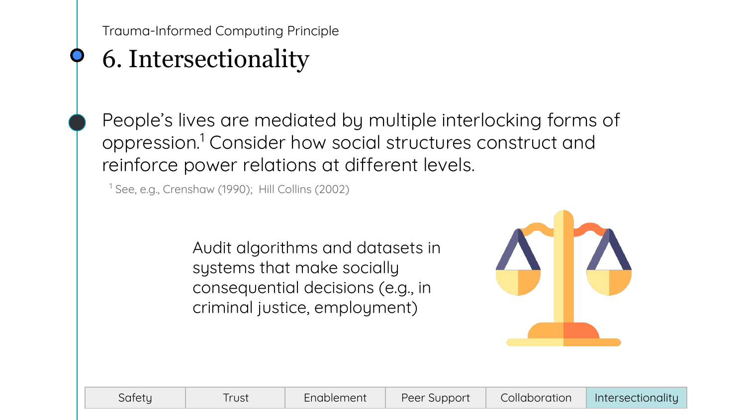Trauma-Informed Computing Principle

# 6. Intersectionality

People's lives are mediated by multiple interlocking forms of oppression.[1] Consider how social structures construct and reinforce power relations at different levels.

[1] See, e.g., Crenshaw (1990); Hill Collins (2002)

Audit algorithms and datasets in systems that make socially consequential decisions (e.g., in criminal justice, employment)

| Safety | Trust | Enablement | Peer Support | Collaboration | Intersectionality |
|---|---|---|---|---|---|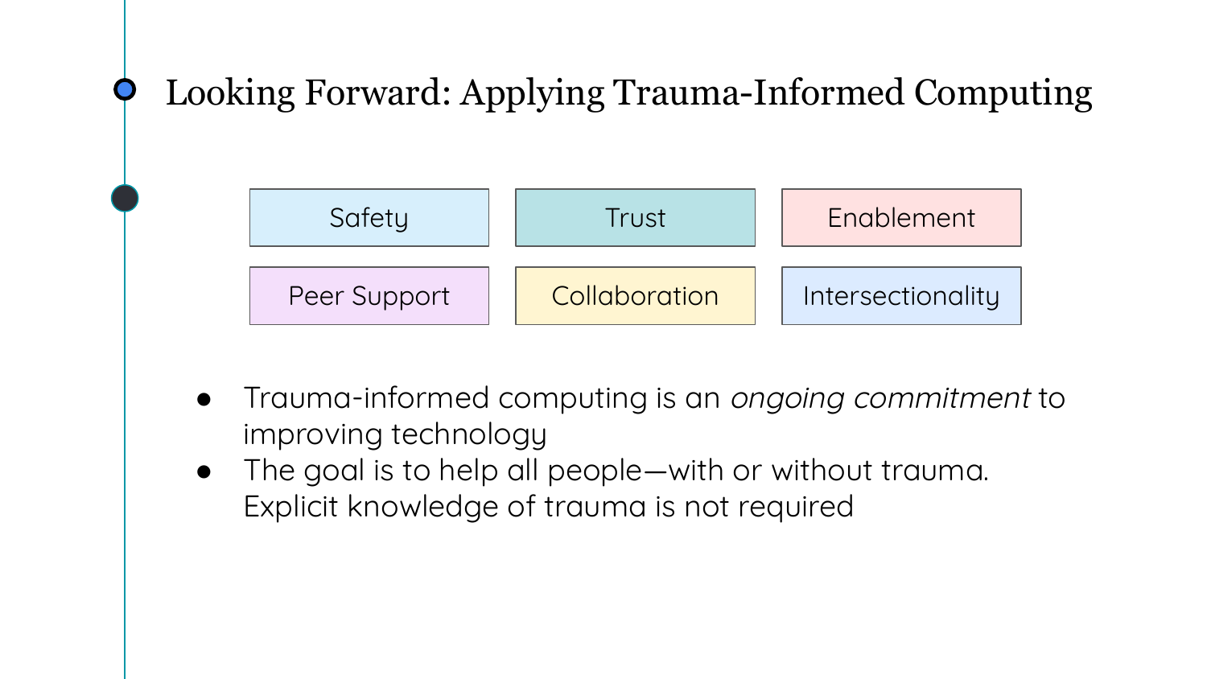# Looking Forward: Applying Trauma-Informed Computing

| Safety | Trust | Enablement |
| --- | --- | --- |
| Peer Support | Collaboration | Intersectionality |

- Trauma-informed computing is an *ongoing commitment* to improving technology
- The goal is to help all people—with or without trauma. Explicit knowledge of trauma is not required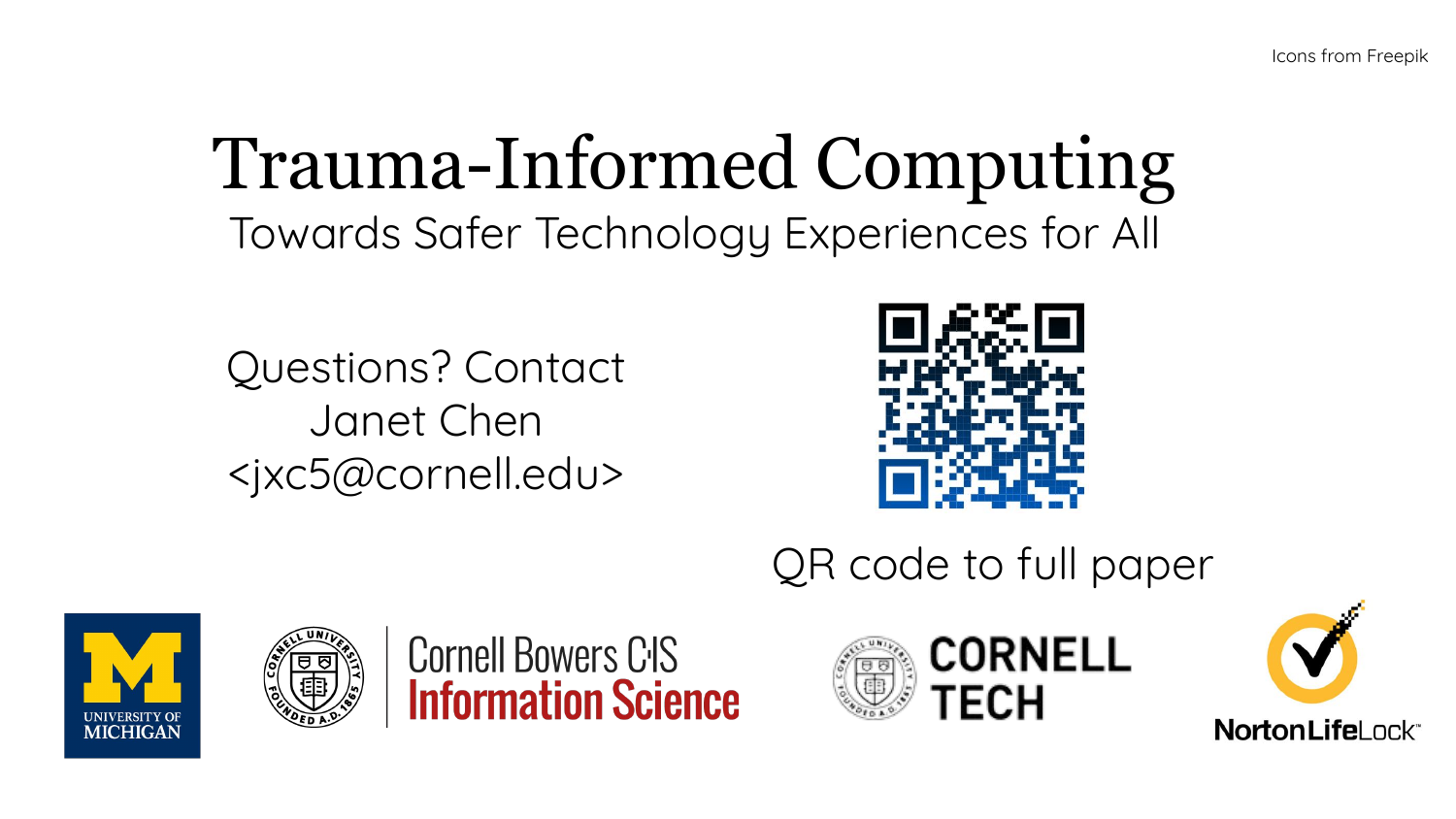Icons from Freepik

# Trauma-Informed Computing

Towards Safer Technology Experiences for All

Questions? Contact
Janet Chen
<jxc5@cornell.edu>

QR code to full paper